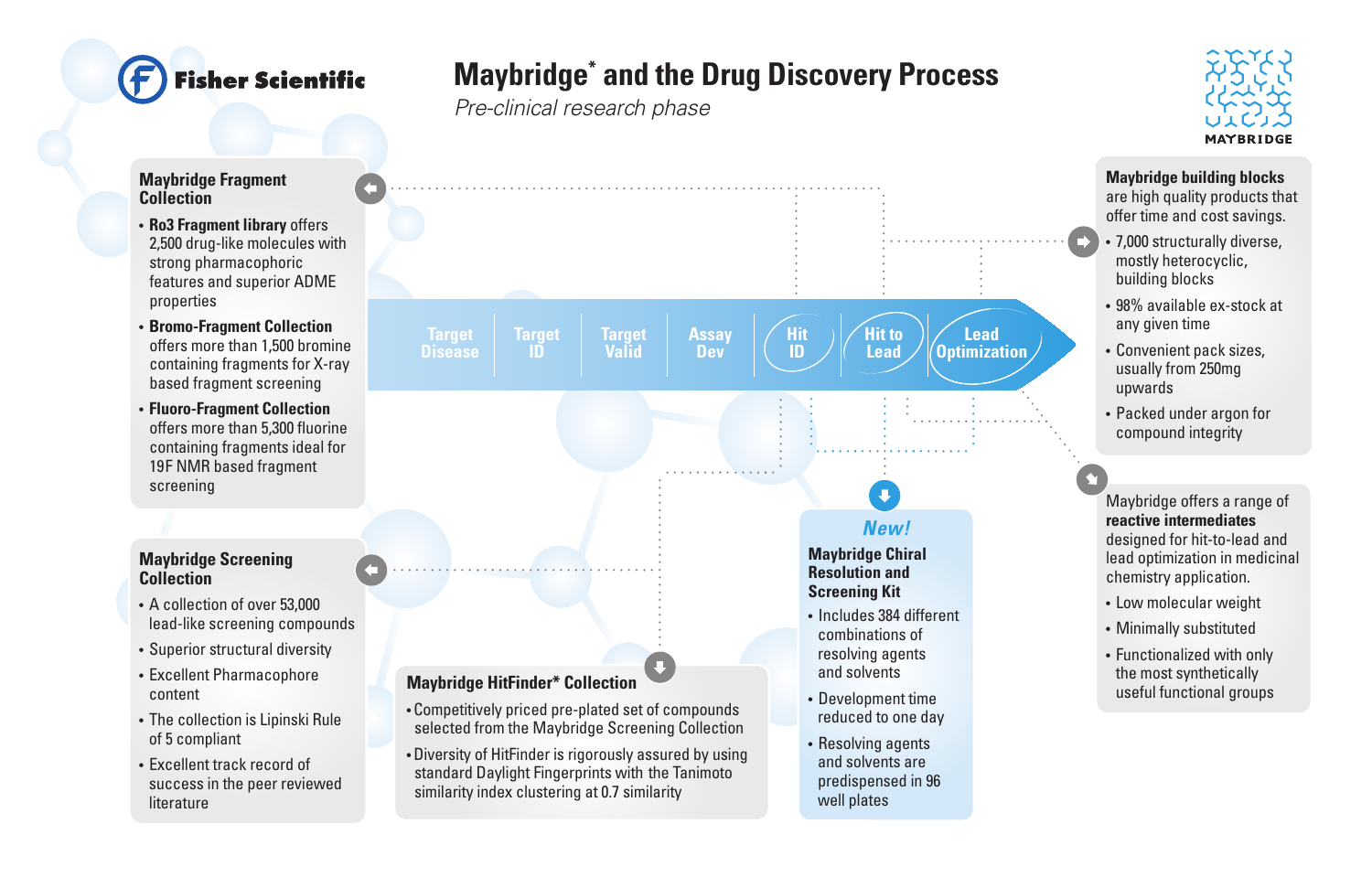# Maybridge* and the Drug Discovery Process

*Pre-clinical research phase*

Target Disease | Target ID | Target Valid | Assay Dev | Hit ID | Hit to Lead | Lead Optimization

## Maybridge Fragment Collection

- **Ro3 Fragment library** offers 2,500 drug-like molecules with strong pharmacophoric features and superior ADME properties
- **Bromo-Fragment Collection** offers more than 1,500 bromine containing fragments for X-ray based fragment screening
- **Fluoro-Fragment Collection** offers more than 5,300 fluorine containing fragments ideal for 19F NMR based fragment screening

## Maybridge Screening Collection

- A collection of over 53,000 lead-like screening compounds
- Superior structural diversity
- Excellent Pharmacophore content
- The collection is Lipinski Rule of 5 compliant
- Excellent track record of success in the peer reviewed literature

## Maybridge HitFinder* Collection

- Competitively priced pre-plated set of compounds selected from the Maybridge Screening Collection
- Diversity of HitFinder is rigorously assured by using standard Daylight Fingerprints with the Tanimoto similarity index clustering at 0.7 similarity

***New!***

## Maybridge Chiral Resolution and Screening Kit

- Includes 384 different combinations of resolving agents and solvents
- Development time reduced to one day
- Resolving agents and solvents are predispensed in 96 well plates

## Maybridge building blocks

are high quality products that offer time and cost savings.

- 7,000 structurally diverse, mostly heterocyclic, building blocks
- 98% available ex-stock at any given time
- Convenient pack sizes, usually from 250mg upwards
- Packed under argon for compound integrity

Maybridge offers a range of **reactive intermediates** designed for hit-to-lead and lead optimization in medicinal chemistry application.

- Low molecular weight
- Minimally substituted
- Functionalized with only the most synthetically useful functional groups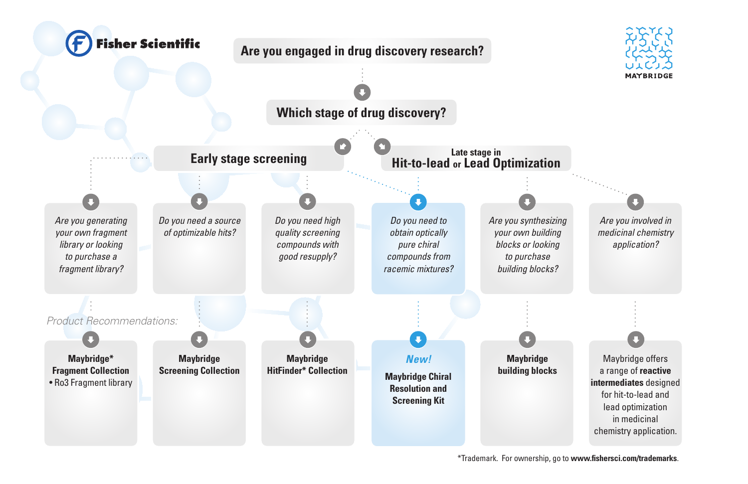Fisher Scientific

MAYBRIDGE

# Are you engaged in drug discovery research?

## Which stage of drug discovery?

### Early stage screening

*Are you generating your own fragment library or looking to purchase a fragment library?*

*Do you need a source of optimizable hits?*

*Do you need high quality screening compounds with good resupply?*

### Late stage in Hit-to-lead or Lead Optimization

*Do you need to obtain optically pure chiral compounds from racemic mixtures?*

*Are you synthesizing your own building blocks or looking to purchase building blocks?*

*Are you involved in medicinal chemistry application?*

*Product Recommendations:*

**Maybridge* Fragment Collection**
- Ro3 Fragment library

**Maybridge Screening Collection**

**Maybridge HitFinder* Collection**

***New!***
**Maybridge Chiral Resolution and Screening Kit**

**Maybridge building blocks**

Maybridge offers a range of **reactive intermediates** designed for hit-to-lead and lead optimization in medicinal chemistry application.

*Trademark. For ownership, go to **www.fishersci.com/trademarks**.